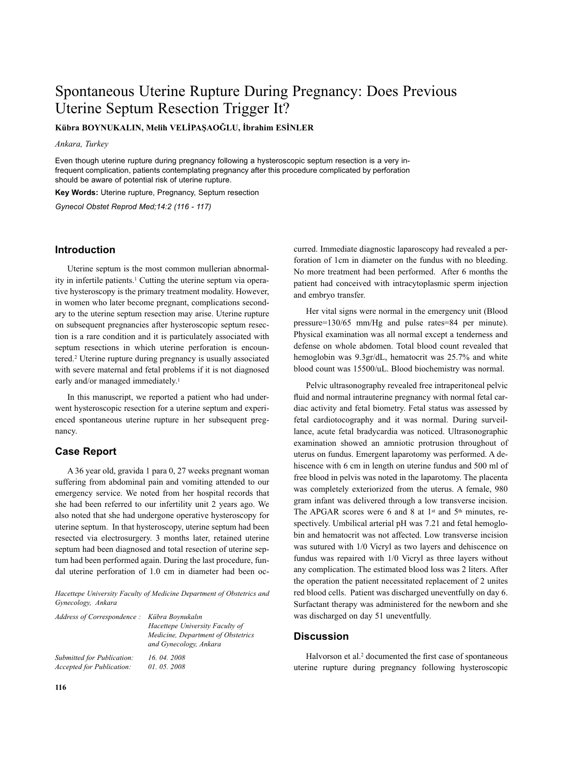# Spontaneous Uterine Rupture During Pregnancy: Does Previous Uterine Septum Resection Trigger It?

**Kübra BOYNUKALIN, Melih VELİPAŞAOĞLU, İbrahim ESİNLER**

*Ankara, Turkey*

Even though uterine rupture during pregnancy following a hysteroscopic septum resection is a very infrequent complication, patients contemplating pregnancy after this procedure complicated by perforation should be aware of potential risk of uterine rupture.

**Key Words:** Uterine rupture, Pregnancy, Septum resection

*Gynecol Obstet Reprod Med;14:2 (116 - 117)*

## Introduction

Uterine septum is the most common mullerian abnormality in infertile patients.[1] Cutting the uterine septum via operative hysteroscopy is the primary treatment modality. However, in women who later become pregnant, complications secondary to the uterine septum resection may arise. Uterine rupture on subsequent pregnancies after hysteroscopic septum resection is a rare condition and it is particulately associated with septum resections in which uterine perforation is encountered.[2] Uterine rupture during pregnancy is usually associated with severe maternal and fetal problems if it is not diagnosed early and/or managed immediately.[1]

In this manuscript, we reported a patient who had underwent hysteroscopic resection for a uterine septum and experienced spontaneous uterine rupture in her subsequent pregnancy.

## Case Report

A 36 year old, gravida 1 para 0, 27 weeks pregnant woman suffering from abdominal pain and vomiting attended to our emergency service. We noted from her hospital records that she had been referred to our infertility unit 2 years ago. We also noted that she had undergone operative hysteroscopy for uterine septum. In that hysteroscopy, uterine septum had been resected via electrosurgery. 3 months later, retained uterine septum had been diagnosed and total resection of uterine septum had been performed again. During the last procedure, fundal uterine perforation of 1.0 cm in diameter had been occurred. Immediate diagnostic laparoscopy had revealed a perforation of 1cm in diameter on the fundus with no bleeding. No more treatment had been performed. After 6 months the patient had conceived with intracytoplasmic sperm injection and embryo transfer.

Her vital signs were normal in the emergency unit (Blood pressure=130/65 mm/Hg and pulse rates=84 per minute). Physical examination was all normal except a tenderness and defense on whole abdomen. Total blood count revealed that hemoglobin was 9.3gr/dL, hematocrit was 25.7% and white blood count was 15500/uL. Blood biochemistry was normal.

Pelvic ultrasonography revealed free intraperitoneal pelvic fluid and normal intrauterine pregnancy with normal fetal cardiac activity and fetal biometry. Fetal status was assessed by fetal cardiotocography and it was normal. During surveillance, acute fetal bradycardia was noticed. Ultrasonographic examination showed an amniotic protrusion throughout of uterus on fundus. Emergent laparotomy was performed. A dehiscence with 6 cm in length on uterine fundus and 500 ml of free blood in pelvis was noted in the laparotomy. The placenta was completely exteriorized from the uterus. A female, 980 gram infant was delivered through a low transverse incision. The APGAR scores were 6 and 8 at 1st and 5th minutes, respectively. Umbilical arterial pH was 7.21 and fetal hemoglobin and hematocrit was not affected. Low transverse incision was sutured with 1/0 Vicryl as two layers and dehiscence on fundus was repaired with 1/0 Vicryl as three layers without any complication. The estimated blood loss was 2 liters. After the operation the patient necessitated replacement of 2 unites red blood cells. Patient was discharged uneventfully on day 6. Surfactant therapy was administered for the newborn and she was discharged on day 51 uneventfully.

## Discussion

Halvorson et al.[2] documented the first case of spontaneous uterine rupture during pregnancy following hysteroscopic

*Hacettepe University Faculty of Medicine Department of Obstetrics and Gynecology, Ankara*

*Address of Correspondence :* *Kübra Boynukalın, Hacettepe University Faculty of Medicine, Department of Obstetrics and Gynecology, Ankara*

*Submitted for Publication:* *16. 04. 2008*
*Accepted for Publication:* *01. 05. 2008*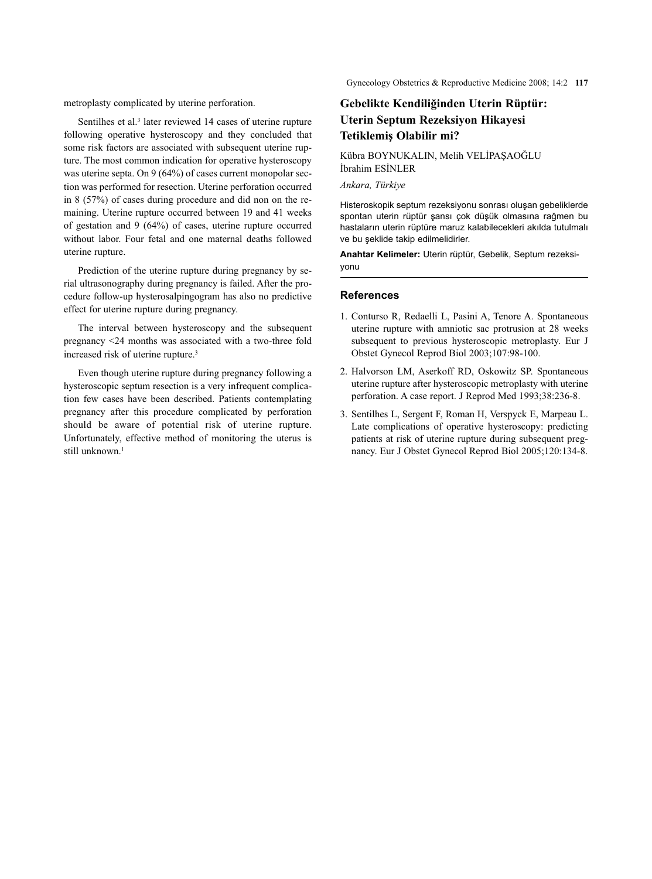metroplasty complicated by uterine perforation.

Sentilhes et al.[3] later reviewed 14 cases of uterine rupture following operative hysteroscopy and they concluded that some risk factors are associated with subsequent uterine rupture. The most common indication for operative hysteroscopy was uterine septa. On 9 (64%) of cases current monopolar section was performed for resection. Uterine perforation occurred in 8 (57%) of cases during procedure and did non on the remaining. Uterine rupture occurred between 19 and 41 weeks of gestation and 9 (64%) of cases, uterine rupture occurred without labor. Four fetal and one maternal deaths followed uterine rupture.

Prediction of the uterine rupture during pregnancy by serial ultrasonography during pregnancy is failed. After the procedure follow-up hysterosalpingogram has also no predictive effect for uterine rupture during pregnancy.

The interval between hysteroscopy and the subsequent pregnancy <24 months was associated with a two-three fold increased risk of uterine rupture.[3]

Even though uterine rupture during pregnancy following a hysteroscopic septum resection is a very infrequent complication few cases have been described. Patients contemplating pregnancy after this procedure complicated by perforation should be aware of potential risk of uterine rupture. Unfortunately, effective method of monitoring the uterus is still unknown.[1]

## Gebelikte Kendiliğinden Uterin Rüptür: Uterin Septum Rezeksiyon Hikayesi Tetiklemiş Olabilir mi?

Kübra BOYNUKALIN, Melih VELİPAŞAOĞLU
İbrahim ESİNLER

*Ankara, Türkiye*

Histeroskopik septum rezeksiyonu sonrası oluşan gebeliklerde spontan uterin rüptür şansı çok düşük olmasına rağmen bu hastaların uterin rüptüre maruz kalabilecekleri akılda tutulmalı ve bu şeklide takip edilmelidirler.

**Anahtar Kelimeler:** Uterin rüptür, Gebelik, Septum rezeksiyonu

## References

1. Conturso R, Redaelli L, Pasini A, Tenore A. Spontaneous uterine rupture with amniotic sac protrusion at 28 weeks subsequent to previous hysteroscopic metroplasty. Eur J Obstet Gynecol Reprod Biol 2003;107:98-100.
2. Halvorson LM, Aserkoff RD, Oskowitz SP. Spontaneous uterine rupture after hysteroscopic metroplasty with uterine perforation. A case report. J Reprod Med 1993;38:236-8.
3. Sentilhes L, Sergent F, Roman H, Verspyck E, Marpeau L. Late complications of operative hysteroscopy: predicting patients at risk of uterine rupture during subsequent pregnancy. Eur J Obstet Gynecol Reprod Biol 2005;120:134-8.